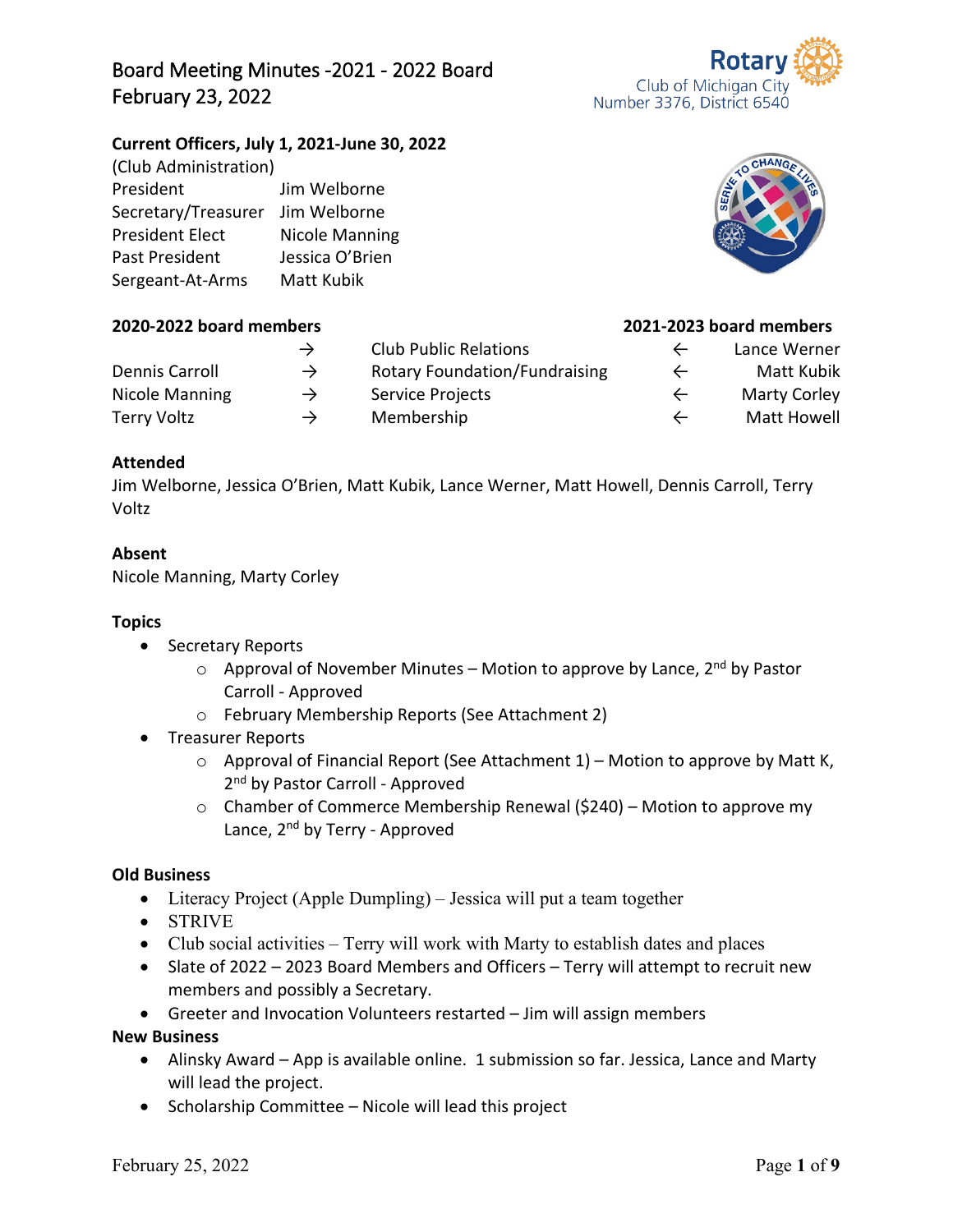# Board Meeting Minutes -2021 - 2022 Board
February 23, 2022

Rotary Club of Michigan City
Number 3376, District 6540

**Current Officers, July 1, 2021-June 30, 2022**
(Club Administration)

| | |
|---|---|
| President | Jim Welborne |
| Secretary/Treasurer | Jim Welborne |
| President Elect | Nicole Manning |
| Past President | Jessica O'Brien |
| Sergeant-At-Arms | Matt Kubik |

| 2020-2022 board members | | | | 2021-2023 board members |
|---|---|---|---|---|
| | → | Club Public Relations | ← | Lance Werner |
| Dennis Carroll | → | Rotary Foundation/Fundraising | ← | Matt Kubik |
| Nicole Manning | → | Service Projects | ← | Marty Corley |
| Terry Voltz | → | Membership | ← | Matt Howell |

**Attended**
Jim Welborne, Jessica O'Brien, Matt Kubik, Lance Werner, Matt Howell, Dennis Carroll, Terry Voltz

**Absent**
Nicole Manning, Marty Corley

**Topics**

- Secretary Reports
  - Approval of November Minutes – Motion to approve by Lance, 2nd by Pastor Carroll - Approved
  - February Membership Reports (See Attachment 2)
- Treasurer Reports
  - Approval of Financial Report (See Attachment 1) – Motion to approve by Matt K, 2nd by Pastor Carroll - Approved
  - Chamber of Commerce Membership Renewal ($240) – Motion to approve my Lance, 2nd by Terry - Approved

**Old Business**

- Literacy Project (Apple Dumpling) – Jessica will put a team together
- STRIVE
- Club social activities – Terry will work with Marty to establish dates and places
- Slate of 2022 – 2023 Board Members and Officers – Terry will attempt to recruit new members and possibly a Secretary.
- Greeter and Invocation Volunteers restarted – Jim will assign members

**New Business**

- Alinsky Award – App is available online. 1 submission so far. Jessica, Lance and Marty will lead the project.
- Scholarship Committee – Nicole will lead this project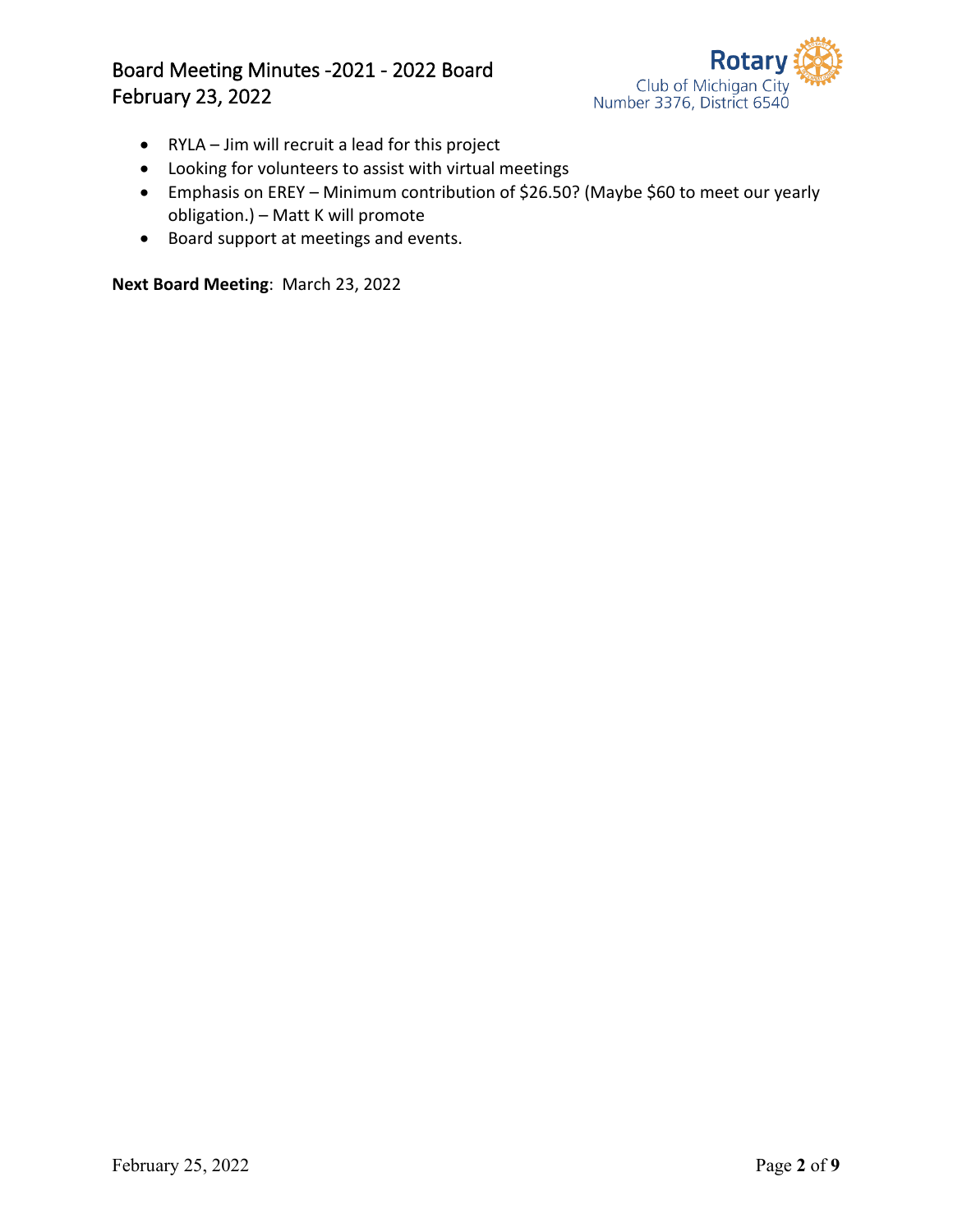- RYLA – Jim will recruit a lead for this project
- Looking for volunteers to assist with virtual meetings
- Emphasis on EREY – Minimum contribution of $26.50? (Maybe $60 to meet our yearly obligation.) – Matt K will promote
- Board support at meetings and events.

**Next Board Meeting**: March 23, 2022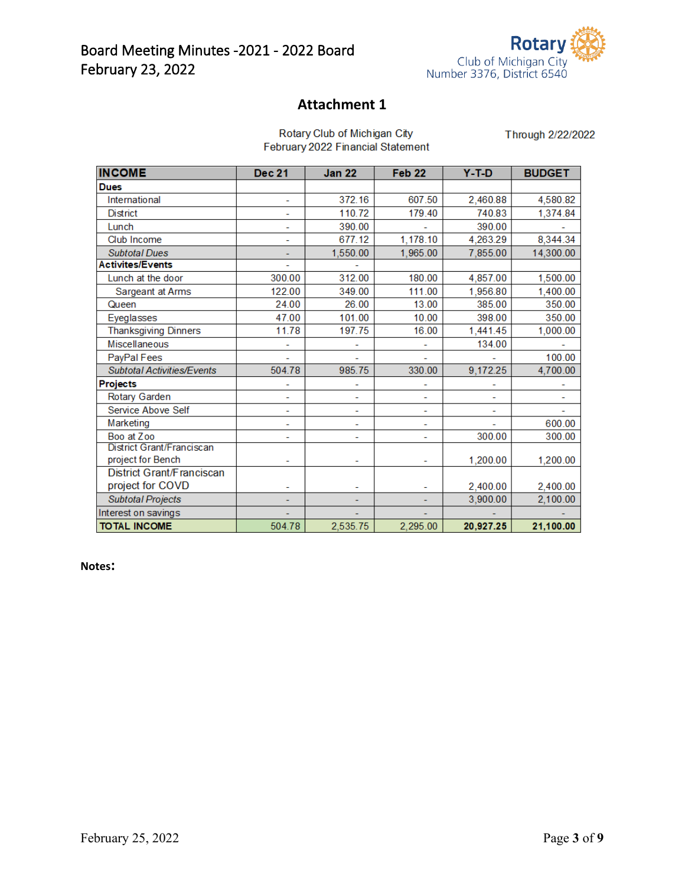## Attachment 1

Rotary Club of Michigan City
February 2022 Financial Statement

Through 2/22/2022

| INCOME | Dec 21 | Jan 22 | Feb 22 | Y-T-D | BUDGET |
|---|---|---|---|---|---|
| **Dues** | | | | | |
| International | - | 372.16 | 607.50 | 2,460.88 | 4,580.82 |
| District | - | 110.72 | 179.40 | 740.83 | 1,374.84 |
| Lunch | - | 390.00 | - | 390.00 | - |
| Club Income | - | 677.12 | 1,178.10 | 4,263.29 | 8,344.34 |
| *Subtotal Dues* | - | 1,550.00 | 1,965.00 | 7,855.00 | 14,300.00 |
| **Activites/Events** | - | - | | | |
| Lunch at the door | 300.00 | 312.00 | 180.00 | 4,857.00 | 1,500.00 |
| Sargeant at Arms | 122.00 | 349.00 | 111.00 | 1,956.80 | 1,400.00 |
| Queen | 24.00 | 26.00 | 13.00 | 385.00 | 350.00 |
| Eyeglasses | 47.00 | 101.00 | 10.00 | 398.00 | 350.00 |
| Thanksgiving Dinners | 11.78 | 197.75 | 16.00 | 1,441.45 | 1,000.00 |
| Miscellaneous | - | - | - | 134.00 | - |
| PayPal Fees | - | - | - | - | 100.00 |
| *Subtotal Activities/Events* | 504.78 | 985.75 | 330.00 | 9,172.25 | 4,700.00 |
| **Projects** | - | - | - | - | - |
| Rotary Garden | - | - | - | - | - |
| Service Above Self | - | - | - | - | - |
| Marketing | - | - | - | - | 600.00 |
| Boo at Zoo | - | - | - | 300.00 | 300.00 |
| District Grant/Franciscan project for Bench | - | - | - | 1,200.00 | 1,200.00 |
| District Grant/Franciscan project for COVD | - | - | - | 2,400.00 | 2,400.00 |
| *Subtotal Projects* | - | - | - | 3,900.00 | 2,100.00 |
| Interest on savings | - | - | - | - | - |
| **TOTAL INCOME** | 504.78 | 2,535.75 | 2,295.00 | **20,927.25** | **21,100.00** |

**Notes:**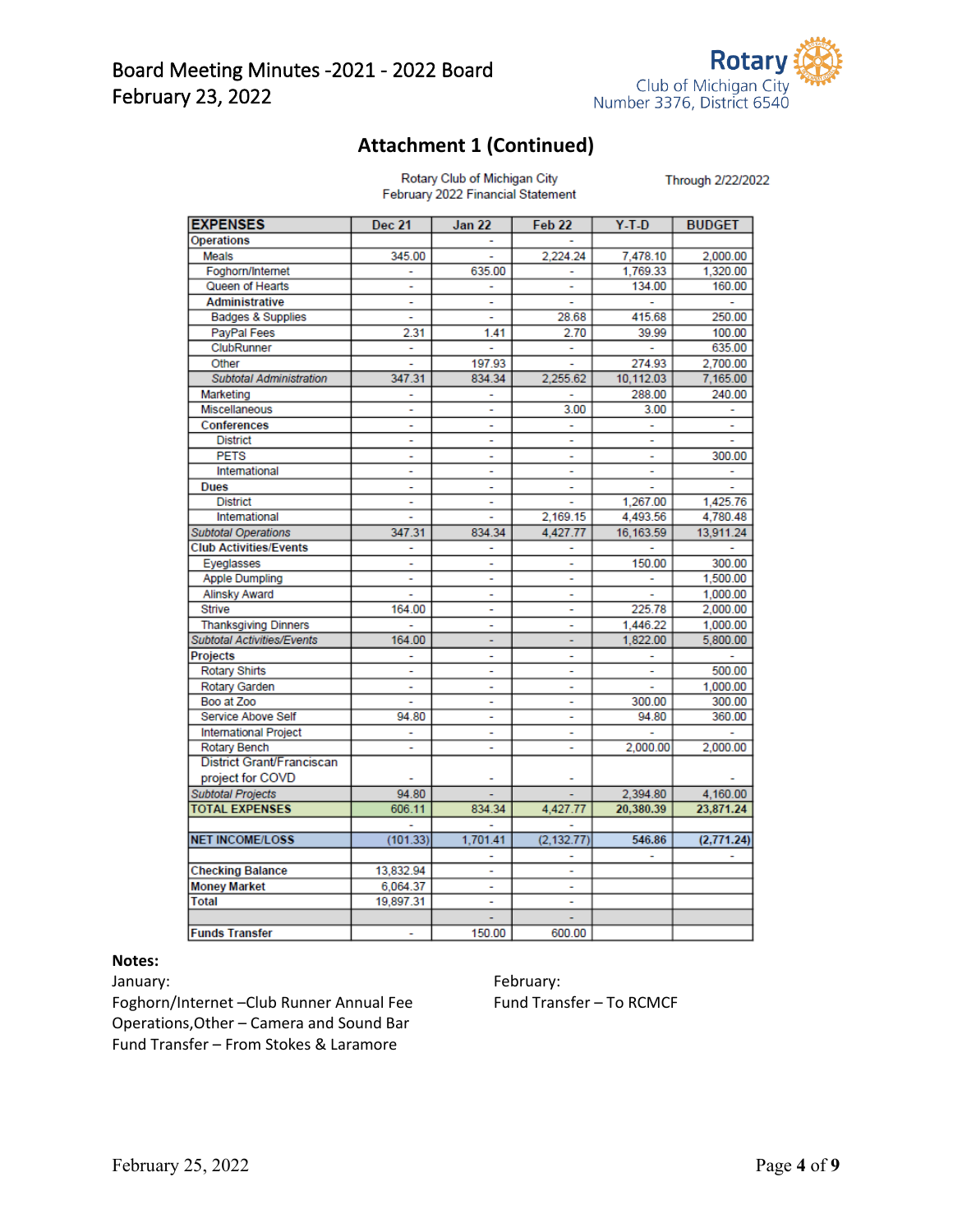# Attachment 1 (Continued)

Rotary Club of Michigan City
February 2022 Financial Statement

Through 2/22/2022

| EXPENSES | Dec 21 | Jan 22 | Feb 22 | Y-T-D | BUDGET |
|---|---|---|---|---|---|
| Operations | | - | - | | |
| Meals | 345.00 | - | 2,224.24 | 7,478.10 | 2,000.00 |
| Foghorn/Internet | - | 635.00 | - | 1,769.33 | 1,320.00 |
| Queen of Hearts | - | - | - | 134.00 | 160.00 |
| Administrative | - | - | - | - | - |
| Badges & Supplies | - | - | 28.68 | 415.68 | 250.00 |
| PayPal Fees | 2.31 | 1.41 | 2.70 | 39.99 | 100.00 |
| ClubRunner | - | - | - | - | 635.00 |
| Other | - | 197.93 | - | 274.93 | 2,700.00 |
| *Subtotal Administration* | 347.31 | 834.34 | 2,255.62 | 10,112.03 | 7,165.00 |
| Marketing | - | - | - | 288.00 | 240.00 |
| Miscellaneous | - | - | 3.00 | 3.00 | - |
| Conferences | - | - | - | - | - |
| District | - | - | - | - | - |
| PETS | - | - | - | - | 300.00 |
| International | - | - | - | - | - |
| Dues | - | - | - | - | - |
| District | - | - | - | 1,267.00 | 1,425.76 |
| International | - | - | 2,169.15 | 4,493.56 | 4,780.48 |
| *Subtotal Operations* | 347.31 | 834.34 | 4,427.77 | 16,163.59 | 13,911.24 |
| Club Activities/Events | - | - | - | - | - |
| Eyeglasses | - | - | - | 150.00 | 300.00 |
| Apple Dumpling | - | - | - | - | 1,500.00 |
| Alinsky Award | - | - | - | - | 1,000.00 |
| Strive | 164.00 | - | - | 225.78 | 2,000.00 |
| Thanksgiving Dinners | - | - | - | 1,446.22 | 1,000.00 |
| *Subtotal Activities/Events* | 164.00 | - | - | 1,822.00 | 5,800.00 |
| Projects | - | - | - | - | - |
| Rotary Shirts | - | - | - | - | 500.00 |
| Rotary Garden | - | - | - | - | 1,000.00 |
| Boo at Zoo | - | - | - | 300.00 | 300.00 |
| Service Above Self | 94.80 | - | - | 94.80 | 360.00 |
| International Project | - | - | - | - | - |
| Rotary Bench | - | - | - | 2,000.00 | 2,000.00 |
| District Grant/Franciscan project for COVD | - | - | - | | - |
| *Subtotal Projects* | 94.80 | - | - | 2,394.80 | 4,160.00 |
| **TOTAL EXPENSES** | 606.11 | 834.34 | 4,427.77 | **20,380.39** | **23,871.24** |
| | - | - | - | | |
| **NET INCOME/LOSS** | (101.33) | 1,701.41 | (2,132.77) | **546.86** | **(2,771.24)** |
| | | - | - | - | - |
| Checking Balance | 13,832.94 | - | - | | |
| Money Market | 6,064.37 | - | - | | |
| Total | 19,897.31 | - | - | | |
| | | - | - | | |
| Funds Transfer | - | 150.00 | 600.00 | | |

**Notes:**

January:
Foghorn/Internet –Club Runner Annual Fee
Operations,Other – Camera and Sound Bar
Fund Transfer – From Stokes & Laramore

February:
Fund Transfer – To RCMCF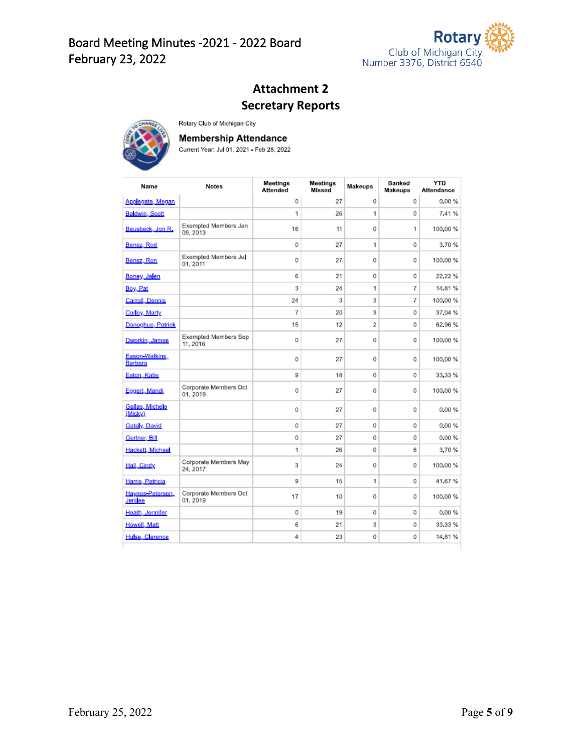## Attachment 2
## Secretary Reports

Rotary Club of Michigan City

### Membership Attendance

Current Year: Jul 01, 2021 - Feb 28, 2022

| Name | Notes | Meetings Attended | Meetings Missed | Makeups | Banked Makeups | YTD Attendance |
|---|---|---|---|---|---|---|
| Applegate, Megan | | 0 | 27 | 0 | 0 | 0.00 % |
| Baldwin, Scott | | 1 | 26 | 1 | 0 | 7.41 % |
| Bausback, Jon R. | Exempted Members Jan 09, 2013 | 16 | 11 | 0 | 1 | 100.00 % |
| Bensz, Rod | | 0 | 27 | 1 | 0 | 3.70 % |
| Bensz, Ron | Exempted Members Jul 01, 2011 | 0 | 27 | 0 | 0 | 100.00 % |
| Boney, Jalen | | 6 | 21 | 0 | 0 | 22.22 % |
| Boy, Pat | | 3 | 24 | 1 | 7 | 14.81 % |
| Carroll, Dennis | | 24 | 3 | 3 | 7 | 100.00 % |
| Corley, Marty | | 7 | 20 | 3 | 0 | 37.04 % |
| Donoghue, Patrick | | 15 | 12 | 2 | 0 | 62.96 % |
| Dworkin, James | Exempted Members Sep 11, 2016 | 0 | 27 | 0 | 0 | 100.00 % |
| Eason-Watkins, Barbara | | 0 | 27 | 0 | 0 | 100.00 % |
| Eaton, Katie | | 9 | 18 | 0 | 0 | 33.33 % |
| Eggert, Mandi | Corporate Members Oct 01, 2019 | 0 | 27 | 0 | 0 | 100.00 % |
| Gallas, Michele (Micky) | | 0 | 27 | 0 | 0 | 0.00 % |
| Gately, David | | 0 | 27 | 0 | 0 | 0.00 % |
| Gertner, Bill | | 0 | 27 | 0 | 0 | 0.00 % |
| Hackett, Michael | | 1 | 26 | 0 | 6 | 3.70 % |
| Hall, Cindy | Corporate Members May 24, 2017 | 3 | 24 | 0 | 0 | 100.00 % |
| Harris, Patricia | | 9 | 15 | 1 | 0 | 41.67 % |
| Haynes-Peterson, Jenilee | Corporate Members Oct 01, 2019 | 17 | 10 | 0 | 0 | 100.00 % |
| Heath, Jennifer | | 0 | 19 | 0 | 0 | 0.00 % |
| Howell, Matt | | 6 | 21 | 3 | 0 | 33.33 % |
| Hulse, Clarence | | 4 | 23 | 0 | 0 | 14.81 % |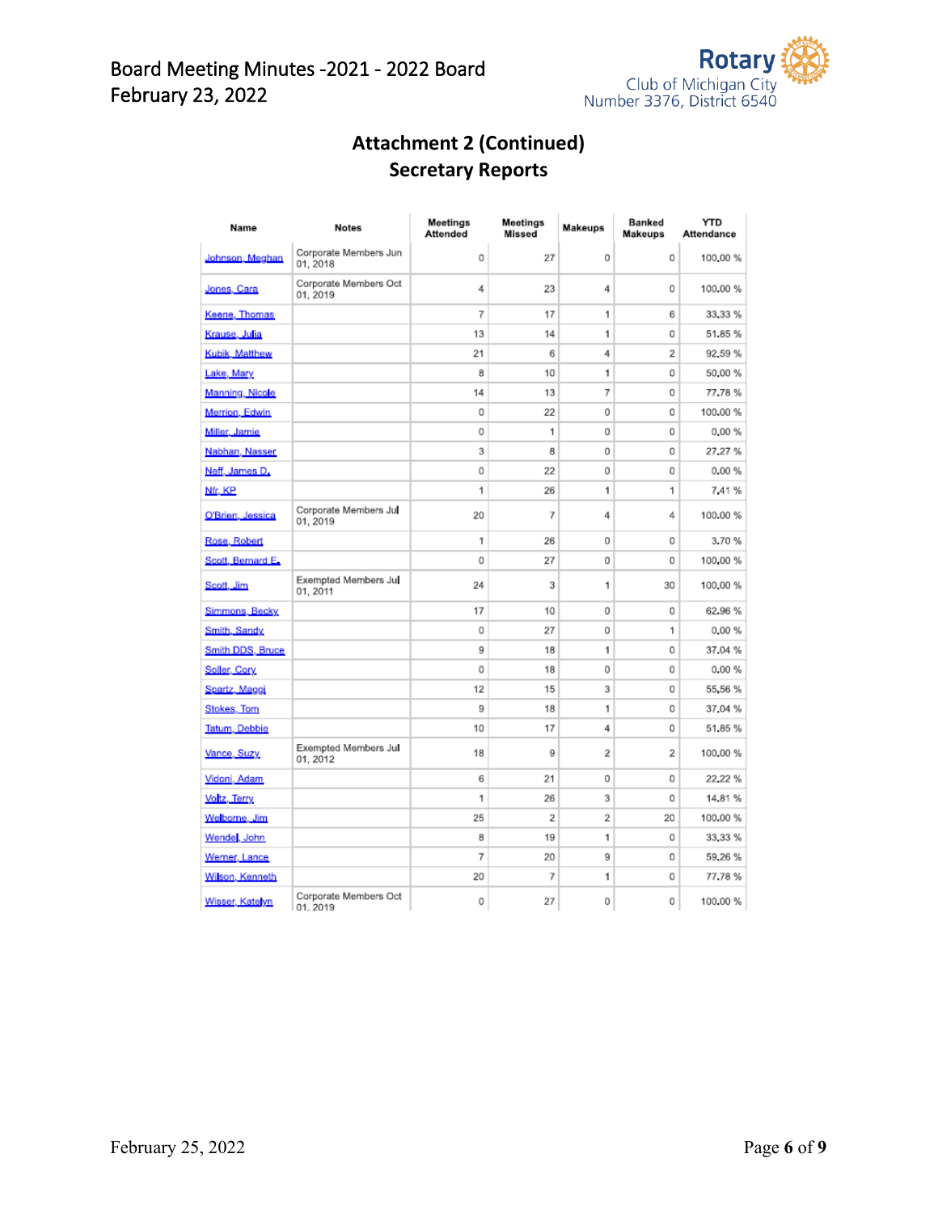## Attachment 2 (Continued)
## Secretary Reports

| Name | Notes | Meetings Attended | Meetings Missed | Makeups | Banked Makeups | YTD Attendance |
|---|---|---|---|---|---|---|
| Johnson, Meghan | Corporate Members Jun 01, 2018 | 0 | 27 | 0 | 0 | 100.00 % |
| Jones, Cara | Corporate Members Oct 01, 2019 | 4 | 23 | 4 | 0 | 100.00 % |
| Keene, Thomas | | 7 | 17 | 1 | 6 | 33.33 % |
| Krause, Julia | | 13 | 14 | 1 | 0 | 51.85 % |
| Kubik, Matthew | | 21 | 6 | 4 | 2 | 92.59 % |
| Lake, Mary | | 8 | 10 | 1 | 0 | 50.00 % |
| Manning, Nicole | | 14 | 13 | 7 | 0 | 77.78 % |
| Merrion, Edwin | | 0 | 22 | 0 | 0 | 100.00 % |
| Miller, Jamie | | 0 | 1 | 0 | 0 | 0.00 % |
| Nabhan, Nasser | | 3 | 8 | 0 | 0 | 27.27 % |
| Neff, James D. | | 0 | 22 | 0 | 0 | 0.00 % |
| Nfr, KP | | 1 | 26 | 1 | 1 | 7.41 % |
| O'Brien, Jessica | Corporate Members Jul 01, 2019 | 20 | 7 | 4 | 4 | 100.00 % |
| Rose, Robert | | 1 | 26 | 0 | 0 | 3.70 % |
| Scott, Bernard E. | | 0 | 27 | 0 | 0 | 100.00 % |
| Scott, Jim | Exempted Members Jul 01, 2011 | 24 | 3 | 1 | 30 | 100.00 % |
| Simmons, Becky | | 17 | 10 | 0 | 0 | 62.96 % |
| Smith, Sandy | | 0 | 27 | 0 | 1 | 0.00 % |
| Smith DDS, Bruce | | 9 | 18 | 1 | 0 | 37.04 % |
| Soller, Cory | | 0 | 18 | 0 | 0 | 0.00 % |
| Spartz, Maggi | | 12 | 15 | 3 | 0 | 55.56 % |
| Stokes, Tom | | 9 | 18 | 1 | 0 | 37.04 % |
| Tatum, Debbie | | 10 | 17 | 4 | 0 | 51.85 % |
| Vance, Suzy | Exempted Members Jul 01, 2012 | 18 | 9 | 2 | 2 | 100.00 % |
| Vidoni, Adam | | 6 | 21 | 0 | 0 | 22.22 % |
| Voltz, Terry | | 1 | 26 | 3 | 0 | 14.81 % |
| Welborne, Jim | | 25 | 2 | 2 | 20 | 100.00 % |
| Wendel, John | | 8 | 19 | 1 | 0 | 33.33 % |
| Werner, Lance | | 7 | 20 | 9 | 0 | 59.26 % |
| Wilson, Kenneth | | 20 | 7 | 1 | 0 | 77.78 % |
| Wisser, Katelyn | Corporate Members Oct 01, 2019 | 0 | 27 | 0 | 0 | 100.00 % |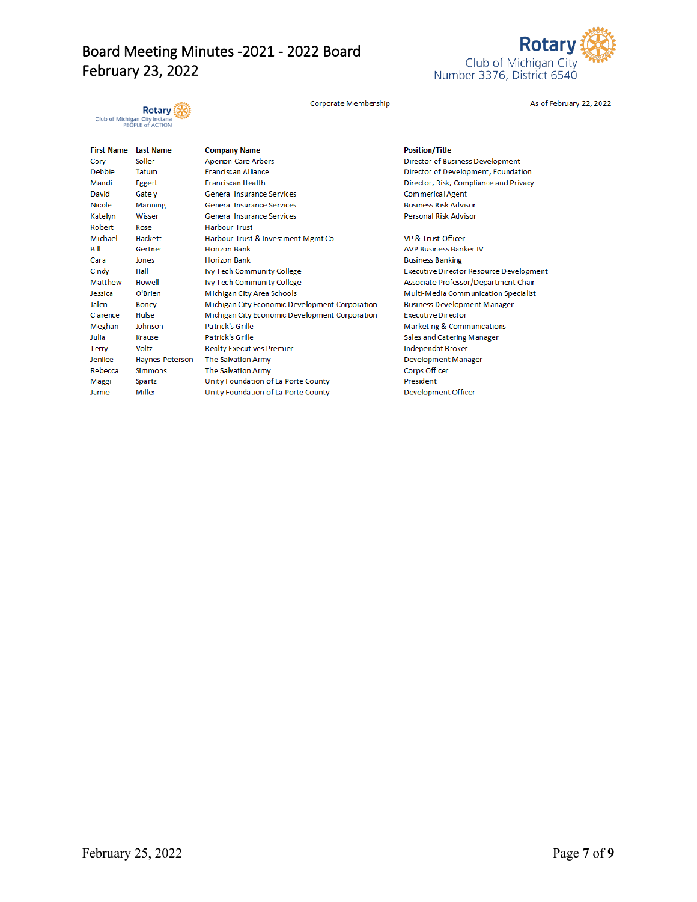Rotary Club of Michigan City Indiana PEOPLE of ACTION

Corporate Membership

As of February 22, 2022

| First Name | Last Name | Company Name | Position/Title |
|---|---|---|---|
| Cory | Soller | Aperion Care Arbors | Director of Business Development |
| Debbie | Tatum | Franciscan Alliance | Director of Development, Foundation |
| Mandi | Eggert | Franciscan Health | Director, Risk, Compliance and Privacy |
| David | Gately | General Insurance Services | Commerical Agent |
| Nicole | Manning | General Insurance Services | Business Risk Advisor |
| Katelyn | Wisser | General Insurance Services | Personal Risk Advisor |
| Robert | Rose | Harbour Trust | |
| Michael | Hackett | Harbour Trust & Investment Mgmt Co | VP & Trust Officer |
| Bill | Gertner | Horizon Bank | AVP Business Banker IV |
| Cara | Jones | Horizon Bank | Business Banking |
| Cindy | Hall | Ivy Tech Community College | Executive Director Resource Development |
| Matthew | Howell | Ivy Tech Community College | Associate Professor/Department Chair |
| Jessica | O'Brien | Michigan City Area Schools | Multi-Media Communication Specialist |
| Jalen | Boney | Michigan City Economic Development Corporation | Business Development Manager |
| Clarence | Hulse | Michigan City Economic Development Corporation | Executive Director |
| Meghan | Johnson | Patrick's Grille | Marketing & Communications |
| Julia | Krause | Patrick's Grille | Sales and Catering Manager |
| Terry | Voltz | Realty Executives Premier | Independat Broker |
| Jenilee | Haynes-Peterson | The Salvation Army | Development Manager |
| Rebecca | Simmons | The Salvation Army | Corps Officer |
| Maggi | Spartz | Unity Foundation of La Porte County | President |
| Jamie | Miller | Unity Foundation of La Porte County | Development Officer |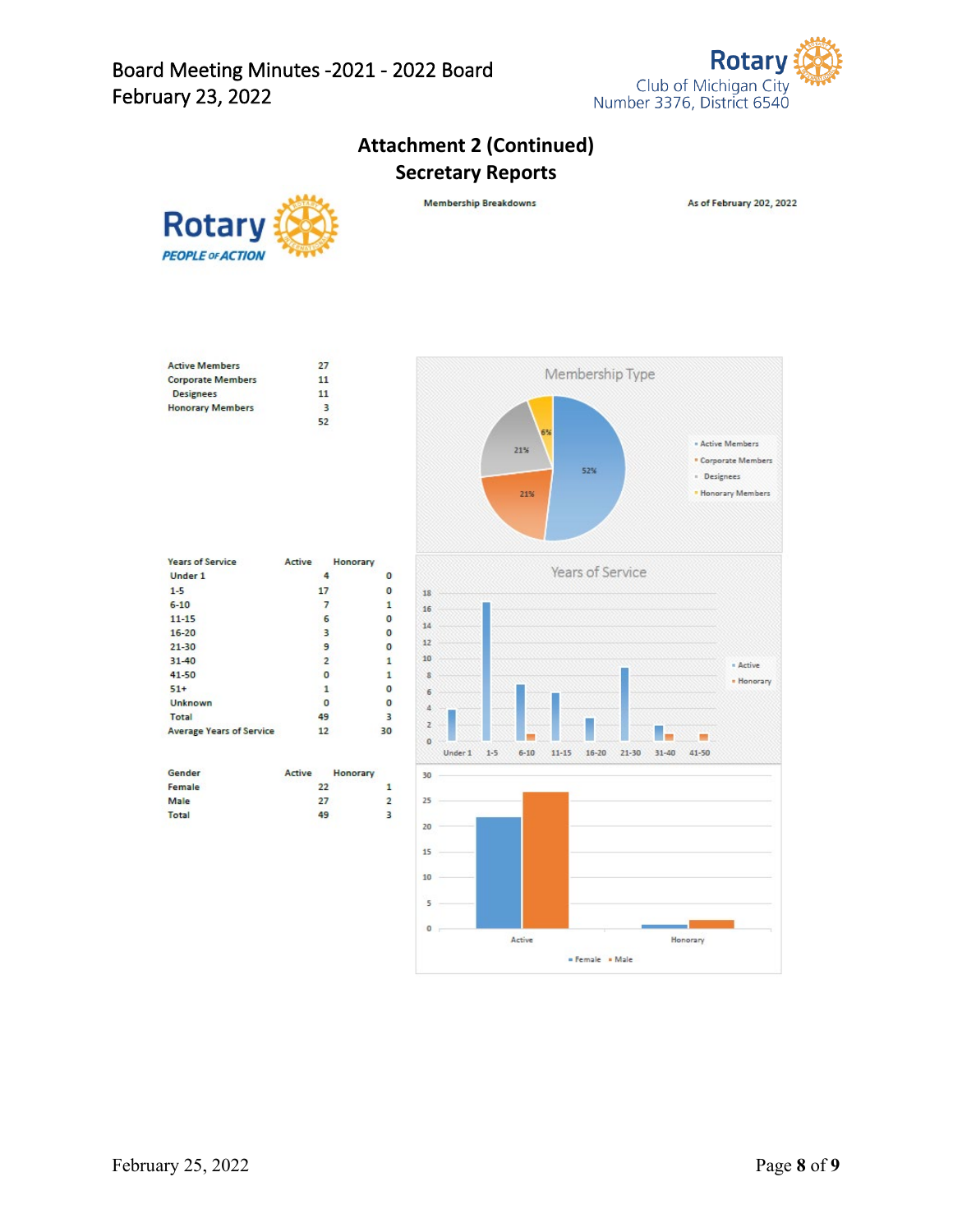## Attachment 2 (Continued)
## Secretary Reports

Membership Breakdowns

As of February 202, 2022

| | |
|---|---|
| Active Members | 27 |
| Corporate Members | 11 |
| Designees | 11 |
| Honorary Members | 3 |
| | 52 |

Membership Type

| Years of Service | Active | Honorary |
|---|---|---|
| Under 1 | 4 | 0 |
| 1-5 | 17 | 0 |
| 6-10 | 7 | 1 |
| 11-15 | 6 | 0 |
| 16-20 | 3 | 0 |
| 21-30 | 9 | 0 |
| 31-40 | 2 | 1 |
| 41-50 | 0 | 1 |
| 51+ | 1 | 0 |
| Unknown | 0 | 0 |
| Total | 49 | 3 |
| Average Years of Service | 12 | 30 |

Years of Service

| Gender | Active | Honorary |
|---|---|---|
| Female | 22 | 1 |
| Male | 27 | 2 |
| Total | 49 | 3 |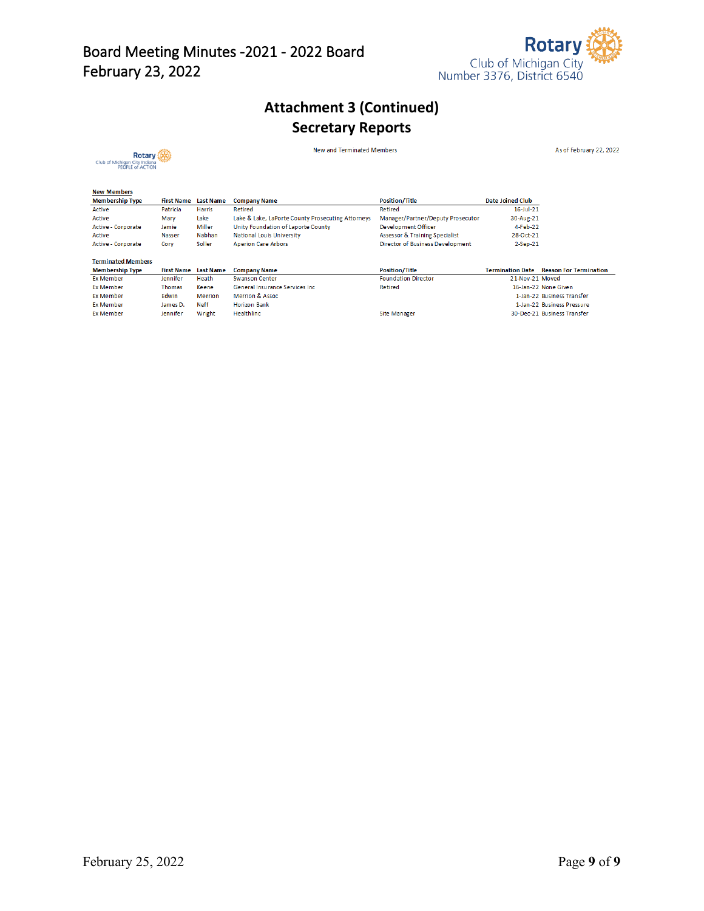## Attachment 3 (Continued)
## Secretary Reports

Rotary
Club of Michigan City Indiana
PEOPLE of ACTION

New and Terminated Members

As of February 22, 2022

**New Members**

| Membership Type | First Name | Last Name | Company Name | Position/Title | Date Joined Club |
|---|---|---|---|---|---|
| Active | Patricia | Harris | Retired | Retired | 16-Jul-21 |
| Active | Mary | Lake | Lake & Lake, LaPorte County Prosecuting Attorneys | Manager/Partner/Deputy Prosecutor | 30-Aug-21 |
| Active - Corporate | Jamie | Miller | Unity Foundation of Laporte County | Development Officer | 4-Feb-22 |
| Active | Nasser | Nabhan | National Louis University | Assessor & Training Specialist | 28-Oct-21 |
| Active - Corporate | Cory | Soller | Aperion Care Arbors | Director of Business Development | 2-Sep-21 |

**Terminated Members**

| Membership Type | First Name | Last Name | Company Name | Position/Title | Termination Date | Reason For Termination |
|---|---|---|---|---|---|---|
| Ex Member | Jennifer | Heath | Swanson Center | Foundation Director | 21-Nov-21 | Moved |
| Ex Member | Thomas | Keene | General Insurance Services Inc | Retired | 16-Jan-22 | None Given |
| Ex Member | Edwin | Merrion | Merrion & Assoc | | 1-Jan-22 | Business Transfer |
| Ex Member | James D. | Neff | Horizon Bank | | 1-Jan-22 | Business Pressure |
| Ex Member | Jennifer | Wright | Healthlinc | Site Manager | 30-Dec-21 | Business Transfer |